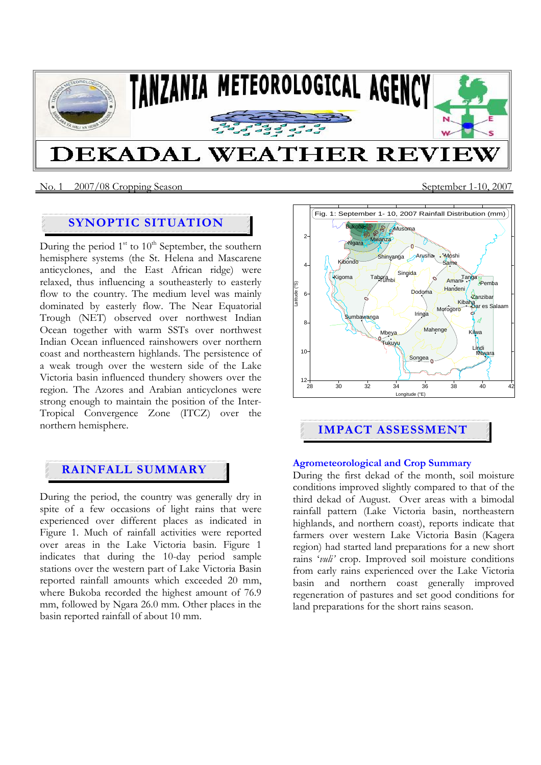# TANZANIA METEOROLOGICAL AGENCY

# DEKADAL WEATHER REVIEW

No. 1 2007/08 Cropping Season September 1-10, 2007

## SYNOPTIC SITUATION

During the period 1st to 10th September, the southern hemisphere systems (the St. Helena and Mascarene anticyclones, and the East African ridge) were relaxed, thus influencing a southeasterly to easterly flow to the country. The medium level was mainly dominated by easterly flow. The Near Equatorial Trough (NET) observed over northwest Indian Ocean together with warm SSTs over northwest Indian Ocean influenced rainshowers over northern coast and northeastern highlands. The persistence of a weak trough over the western side of the Lake Victoria basin influenced thundery showers over the region. The Azores and Arabian anticyclones were strong enough to maintain the position of the Inter-Tropical Convergence Zone (ITCZ) over the northern hemisphere.

## RAINFALL SUMMARY

During the period, the country was generally dry in spite of a few occasions of light rains that were experienced over different places as indicated in Figure 1. Much of rainfall activities were reported over areas in the Lake Victoria basin. Figure 1 indicates that during the 10-day period sample stations over the western part of Lake Victoria Basin reported rainfall amounts which exceeded 20 mm, where Bukoba recorded the highest amount of 76.9 mm, followed by Ngara 26.0 mm. Other places in the basin reported rainfall of about 10 mm.

Fig. 1: September 1- 10, 2007 Rainfall Distribution (mm)

## IMPACT ASSESSMENT

### Agrometeorological and Crop Summary

During the first dekad of the month, soil moisture conditions improved slightly compared to that of the third dekad of August. Over areas with a bimodal rainfall pattern (Lake Victoria basin, northeastern highlands, and northern coast), reports indicate that farmers over western Lake Victoria Basin (Kagera region) had started land preparations for a new short rains '*vuli*' crop. Improved soil moisture conditions from early rains experienced over the Lake Victoria basin and northern coast generally improved regeneration of pastures and set good conditions for land preparations for the short rains season.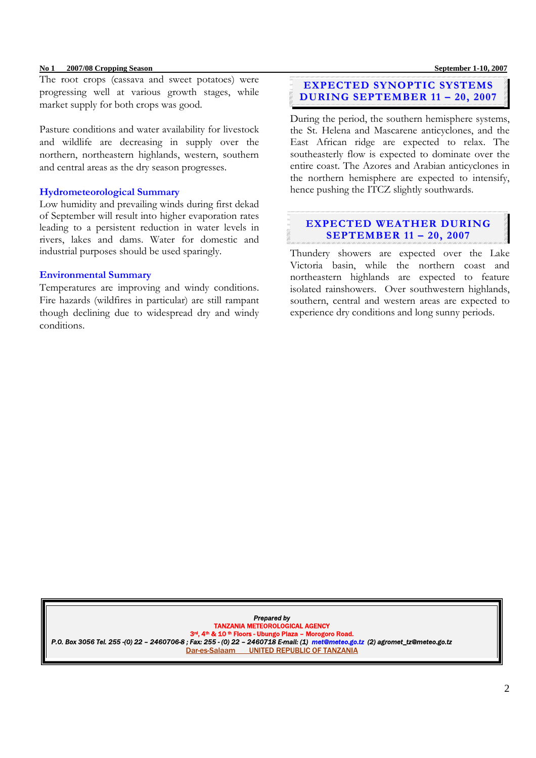The root crops (cassava and sweet potatoes) were progressing well at various growth stages, while market supply for both crops was good.

Pasture conditions and water availability for livestock and wildlife are decreasing in supply over the northern, northeastern highlands, western, southern and central areas as the dry season progresses.

### Hydrometeorological Summary

Low humidity and prevailing winds during first dekad of September will result into higher evaporation rates leading to a persistent reduction in water levels in rivers, lakes and dams. Water for domestic and industrial purposes should be used sparingly.

### Environmental Summary

Temperatures are improving and windy conditions. Fire hazards (wildfires in particular) are still rampant though declining due to widespread dry and windy conditions.

## EXPECTED SYNOPTIC SYSTEMS DURING SEPTEMBER 11 – 20, 2007

During the period, the southern hemisphere systems, the St. Helena and Mascarene anticyclones, and the East African ridge are expected to relax. The southeasterly flow is expected to dominate over the entire coast. The Azores and Arabian anticyclones in the northern hemisphere are expected to intensify, hence pushing the ITCZ slightly southwards.

## EXPECTED WEATHER DURING SEPTEMBER 11 – 20, 2007

Thundery showers are expected over the Lake Victoria basin, while the northern coast and northeastern highlands are expected to feature isolated rainshowers. Over southwestern highlands, southern, central and western areas are expected to experience dry conditions and long sunny periods.

*Prepared by*
**TANZANIA METEOROLOGICAL AGENCY**
**3rd, 4th & 10th Floors - Ubungo Plaza – Morogoro Road.**
*P.O. Box 3056 Tel. 255 -(0) 22 – 2460706-8 ; Fax: 255 - (0) 22 – 2460718 E-mail: (1) met@meteo.go.tz (2) agromet_tz@meteo.go.tz*
Dar-es-Salaam UNITED REPUBLIC OF TANZANIA